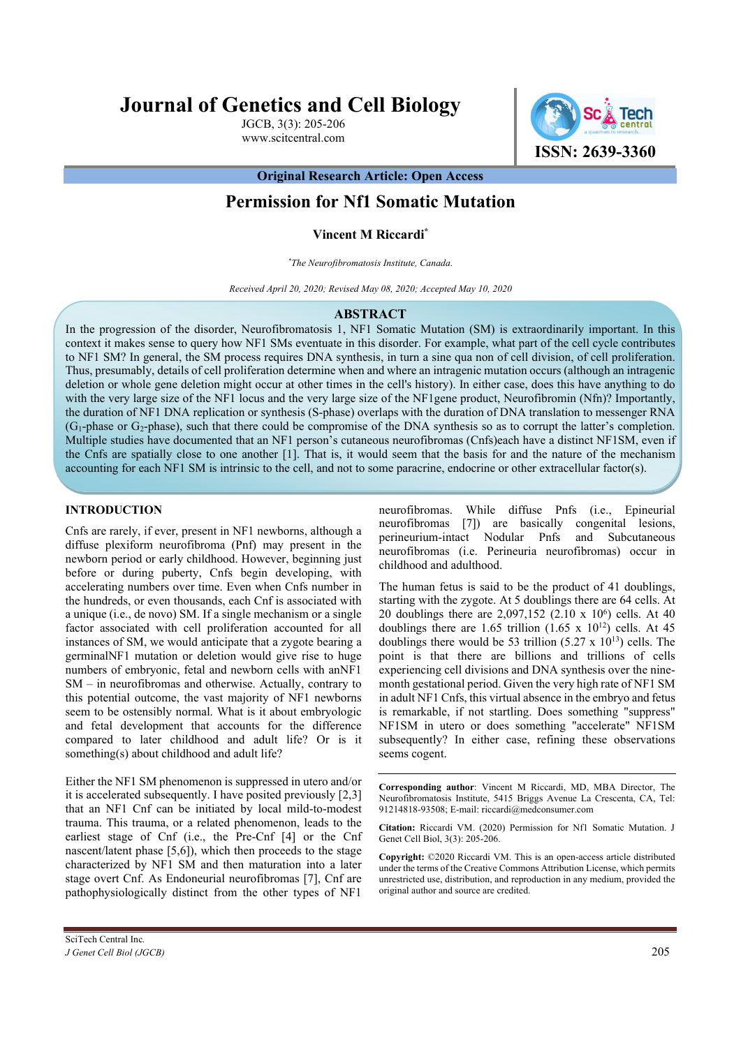# Journal of Genetics and Cell Biology

ISSN: 2639-3360

**Original Research Article: Open Access**

## Permission for Nf1 Somatic Mutation

**Vincent M Riccardi***

*The Neurofibromatosis Institute, Canada.*

*Received April 20, 2020; Revised May 08, 2020; Accepted May 10, 2020*

### ABSTRACT

In the progression of the disorder, Neurofibromatosis 1, NF1 Somatic Mutation (SM) is extraordinarily important. In this context it makes sense to query how NF1 SMs eventuate in this disorder. For example, what part of the cell cycle contributes to NF1 SM? In general, the SM process requires DNA synthesis, in turn a sine qua non of cell division, of cell proliferation. Thus, presumably, details of cell proliferation determine when and where an intragenic mutation occurs (although an intragenic deletion or whole gene deletion might occur at other times in the cell's history). In either case, does this have anything to do with the very large size of the NF1 locus and the very large size of the NF1gene product, Neurofibromin (Nfn)? Importantly, the duration of NF1 DNA replication or synthesis (S-phase) overlaps with the duration of DNA translation to messenger RNA ($G_1$-phase or $G_2$-phase), such that there could be compromise of the DNA synthesis so as to corrupt the latter's completion. Multiple studies have documented that an NF1 person's cutaneous neurofibromas (Cnfs)each have a distinct NF1SM, even if the Cnfs are spatially close to one another [1]. That is, it would seem that the basis for and the nature of the mechanism accounting for each NF1 SM is intrinsic to the cell, and not to some paracrine, endocrine or other extracellular factor(s).

## INTRODUCTION

Cnfs are rarely, if ever, present in NF1 newborns, although a diffuse plexiform neurofibroma (Pnf) may present in the newborn period or early childhood. However, beginning just before or during puberty, Cnfs begin developing, with accelerating numbers over time. Even when Cnfs number in the hundreds, or even thousands, each Cnf is associated with a unique (i.e., de novo) SM. If a single mechanism or a single factor associated with cell proliferation accounted for all instances of SM, we would anticipate that a zygote bearing a germinalNF1 mutation or deletion would give rise to huge numbers of embryonic, fetal and newborn cells with anNF1 SM – in neurofibromas and otherwise. Actually, contrary to this potential outcome, the vast majority of NF1 newborns seem to be ostensibly normal. What is it about embryologic and fetal development that accounts for the difference compared to later childhood and adult life? Or is it something(s) about childhood and adult life?

Either the NF1 SM phenomenon is suppressed in utero and/or it is accelerated subsequently. I have posited previously [2,3] that an NF1 Cnf can be initiated by local mild-to-modest trauma. This trauma, or a related phenomenon, leads to the earliest stage of Cnf (i.e., the Pre-Cnf [4] or the Cnf nascent/latent phase [5,6]), which then proceeds to the stage characterized by NF1 SM and then maturation into a later stage overt Cnf. As Endoneurial neurofibromas [7], Cnf are pathophysiologically distinct from the other types of NF1 neurofibromas. While diffuse Pnfs (i.e., Epineurial neurofibromas [7]) are basically congenital lesions, perineurium-intact Nodular Pnfs and Subcutaneous neurofibromas (i.e. Perineuria neurofibromas) occur in childhood and adulthood.

The human fetus is said to be the product of 41 doublings, starting with the zygote. At 5 doublings there are 64 cells. At 20 doublings there are 2,097,152 ($2.10 \times 10^6$) cells. At 40 doublings there are 1.65 trillion ($1.65 \times 10^{12}$) cells. At 45 doublings there would be 53 trillion ($5.27 \times 10^{13}$) cells. The point is that there are billions and trillions of cells experiencing cell divisions and DNA synthesis over the nine-month gestational period. Given the very high rate of NF1 SM in adult NF1 Cnfs, this virtual absence in the embryo and fetus is remarkable, if not startling. Does something "suppress" NF1SM in utero or does something "accelerate" NF1SM subsequently? In either case, refining these observations seems cogent.

---

**Corresponding author**: Vincent M Riccardi, MD, MBA Director, The Neurofibromatosis Institute, 5415 Briggs Avenue La Crescenta, CA, Tel: 91214818-93508; E-mail: riccardi@medconsumer.com

**Citation:** Riccardi VM. (2020) Permission for Nf1 Somatic Mutation. J Genet Cell Biol, 3(3): 205-206.

**Copyright:** ©2020 Riccardi VM. This is an open-access article distributed under the terms of the Creative Commons Attribution License, which permits unrestricted use, distribution, and reproduction in any medium, provided the original author and source are credited.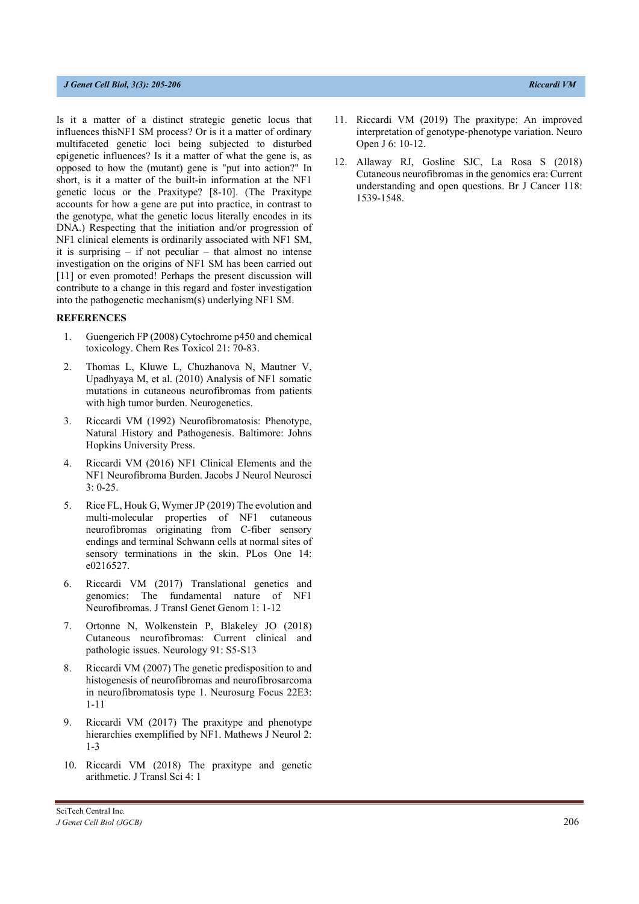Is it a matter of a distinct strategic genetic locus that influences thisNF1 SM process? Or is it a matter of ordinary multifaceted genetic loci being subjected to disturbed epigenetic influences? Is it a matter of what the gene is, as opposed to how the (mutant) gene is "put into action?" In short, is it a matter of the built-in information at the NF1 genetic locus or the Praxitype? [8-10]. (The Praxitype accounts for how a gene are put into practice, in contrast to the genotype, what the genetic locus literally encodes in its DNA.) Respecting that the initiation and/or progression of NF1 clinical elements is ordinarily associated with NF1 SM, it is surprising – if not peculiar – that almost no intense investigation on the origins of NF1 SM has been carried out [11] or even promoted! Perhaps the present discussion will contribute to a change in this regard and foster investigation into the pathogenetic mechanism(s) underlying NF1 SM.

## REFERENCES

1. Guengerich FP (2008) Cytochrome p450 and chemical toxicology. Chem Res Toxicol 21: 70-83.
2. Thomas L, Kluwe L, Chuzhanova N, Mautner V, Upadhyaya M, et al. (2010) Analysis of NF1 somatic mutations in cutaneous neurofibromas from patients with high tumor burden. Neurogenetics.
3. Riccardi VM (1992) Neurofibromatosis: Phenotype, Natural History and Pathogenesis. Baltimore: Johns Hopkins University Press.
4. Riccardi VM (2016) NF1 Clinical Elements and the NF1 Neurofibroma Burden. Jacobs J Neurol Neurosci 3: 0-25.
5. Rice FL, Houk G, Wymer JP (2019) The evolution and multi-molecular properties of NF1 cutaneous neurofibromas originating from C-fiber sensory endings and terminal Schwann cells at normal sites of sensory terminations in the skin. PLos One 14: e0216527.
6. Riccardi VM (2017) Translational genetics and genomics: The fundamental nature of NF1 Neurofibromas. J Transl Genet Genom 1: 1-12
7. Ortonne N, Wolkenstein P, Blakeley JO (2018) Cutaneous neurofibromas: Current clinical and pathologic issues. Neurology 91: S5-S13
8. Riccardi VM (2007) The genetic predisposition to and histogenesis of neurofibromas and neurofibrosarcoma in neurofibromatosis type 1. Neurosurg Focus 22E3: 1-11
9. Riccardi VM (2017) The praxitype and phenotype hierarchies exemplified by NF1. Mathews J Neurol 2: 1-3
10. Riccardi VM (2018) The praxitype and genetic arithmetic. J Transl Sci 4: 1
11. Riccardi VM (2019) The praxitype: An improved interpretation of genotype-phenotype variation. Neuro Open J 6: 10-12.
12. Allaway RJ, Gosline SJC, La Rosa S (2018) Cutaneous neurofibromas in the genomics era: Current understanding and open questions. Br J Cancer 118: 1539-1548.